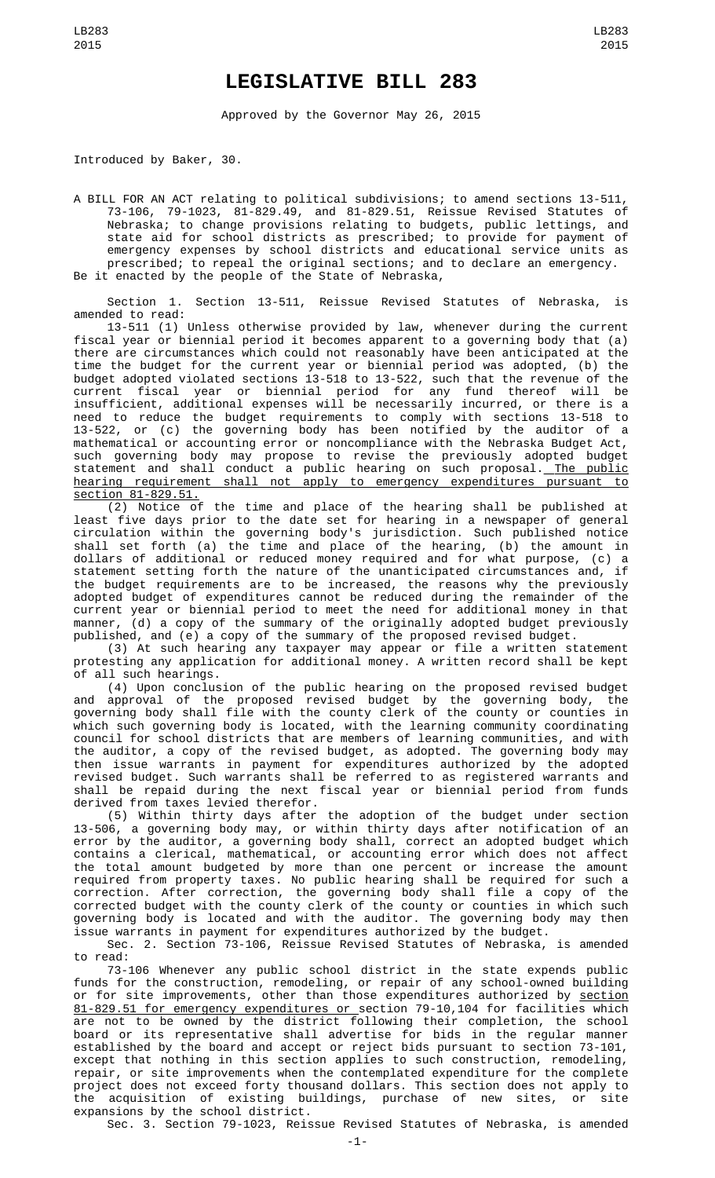# LEGISLATIVE BILL 283

Approved by the Governor May 26, 2015

Introduced by Baker, 30.

A BILL FOR AN ACT relating to political subdivisions; to amend sections 13-511, 73-106, 79-1023, 81-829.49, and 81-829.51, Reissue Revised Statutes of Nebraska; to change provisions relating to budgets, public lettings, and state aid for school districts as prescribed; to provide for payment of emergency expenses by school districts and educational service units as prescribed; to repeal the original sections; and to declare an emergency.

Be it enacted by the people of the State of Nebraska,

Section 1. Section 13-511, Reissue Revised Statutes of Nebraska, is amended to read:

13-511 (1) Unless otherwise provided by law, whenever during the current fiscal year or biennial period it becomes apparent to a governing body that (a) there are circumstances which could not reasonably have been anticipated at the time the budget for the current year or biennial period was adopted, (b) the budget adopted violated sections 13-518 to 13-522, such that the revenue of the current fiscal year or biennial period for any fund thereof will be insufficient, additional expenses will be necessarily incurred, or there is a need to reduce the budget requirements to comply with sections 13-518 to 13-522, or (c) the governing body has been notified by the auditor of a mathematical or accounting error or noncompliance with the Nebraska Budget Act, such governing body may propose to revise the previously adopted budget statement and shall conduct a public hearing on such proposal. The public hearing requirement shall not apply to emergency expenditures pursuant to section 81-829.51.

(2) Notice of the time and place of the hearing shall be published at least five days prior to the date set for hearing in a newspaper of general circulation within the governing body's jurisdiction. Such published notice shall set forth (a) the time and place of the hearing, (b) the amount in dollars of additional or reduced money required and for what purpose, (c) a statement setting forth the nature of the unanticipated circumstances and, if the budget requirements are to be increased, the reasons why the previously adopted budget of expenditures cannot be reduced during the remainder of the current year or biennial period to meet the need for additional money in that manner, (d) a copy of the summary of the originally adopted budget previously published, and (e) a copy of the summary of the proposed revised budget.

(3) At such hearing any taxpayer may appear or file a written statement protesting any application for additional money. A written record shall be kept of all such hearings.

(4) Upon conclusion of the public hearing on the proposed revised budget and approval of the proposed revised budget by the governing body, the governing body shall file with the county clerk of the county or counties in which such governing body is located, with the learning community coordinating council for school districts that are members of learning communities, and with the auditor, a copy of the revised budget, as adopted. The governing body may then issue warrants in payment for expenditures authorized by the adopted revised budget. Such warrants shall be referred to as registered warrants and shall be repaid during the next fiscal year or biennial period from funds derived from taxes levied therefor.

(5) Within thirty days after the adoption of the budget under section 13-506, a governing body may, or within thirty days after notification of an error by the auditor, a governing body shall, correct an adopted budget which contains a clerical, mathematical, or accounting error which does not affect the total amount budgeted by more than one percent or increase the amount required from property taxes. No public hearing shall be required for such a correction. After correction, the governing body shall file a copy of the corrected budget with the county clerk of the county or counties in which such governing body is located and with the auditor. The governing body may then issue warrants in payment for expenditures authorized by the budget.

Sec. 2. Section 73-106, Reissue Revised Statutes of Nebraska, is amended to read:

73-106 Whenever any public school district in the state expends public funds for the construction, remodeling, or repair of any school-owned building or for site improvements, other than those expenditures authorized by section 81-829.51 for emergency expenditures or section 79-10,104 for facilities which are not to be owned by the district following their completion, the school board or its representative shall advertise for bids in the regular manner established by the board and accept or reject bids pursuant to section 73-101, except that nothing in this section applies to such construction, remodeling, repair, or site improvements when the contemplated expenditure for the complete project does not exceed forty thousand dollars. This section does not apply to the acquisition of existing buildings, purchase of new sites, or site expansions by the school district.

Sec. 3. Section 79-1023, Reissue Revised Statutes of Nebraska, is amended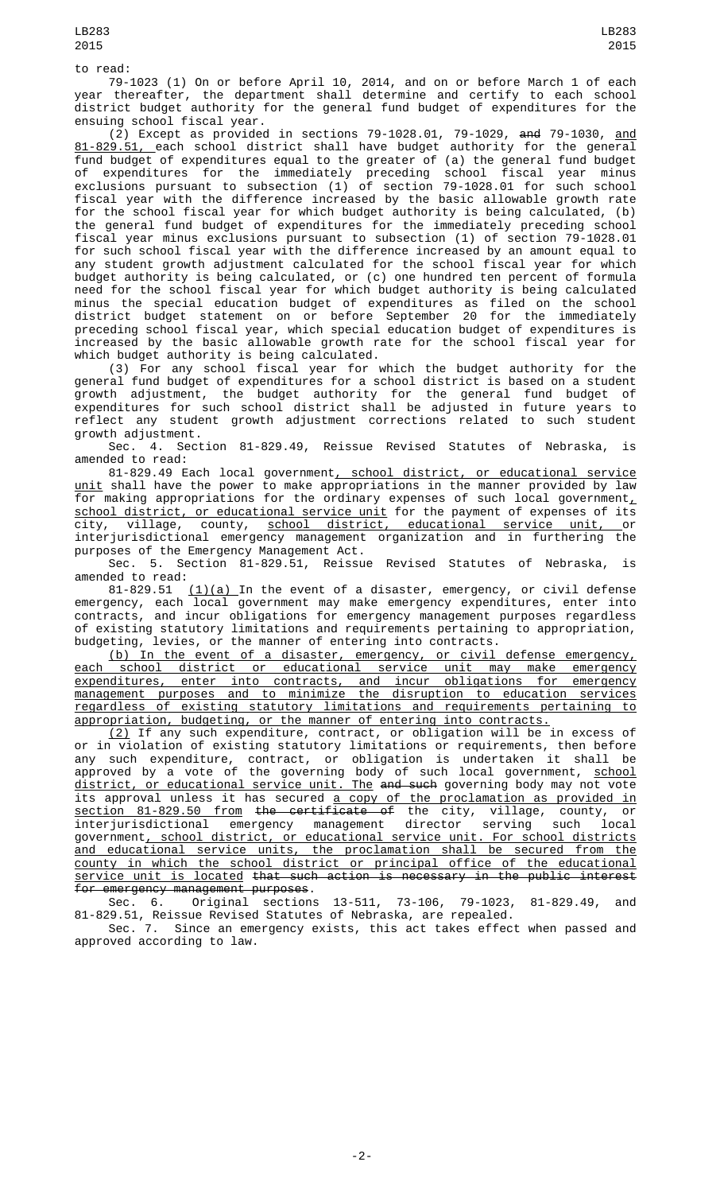to read:

79-1023 (1) On or before April 10, 2014, and on or before March 1 of each year thereafter, the department shall determine and certify to each school district budget authority for the general fund budget of expenditures for the ensuing school fiscal year.

(2) Except as provided in sections 79-1028.01, 79-1029, ~~and~~ 79-1030, and 81-829.51, each school district shall have budget authority for the general fund budget of expenditures equal to the greater of (a) the general fund budget of expenditures for the immediately preceding school fiscal year minus exclusions pursuant to subsection (1) of section 79-1028.01 for such school fiscal year with the difference increased by the basic allowable growth rate for the school fiscal year for which budget authority is being calculated, (b) the general fund budget of expenditures for the immediately preceding school fiscal year minus exclusions pursuant to subsection (1) of section 79-1028.01 for such school fiscal year with the difference increased by an amount equal to any student growth adjustment calculated for the school fiscal year for which budget authority is being calculated, or (c) one hundred ten percent of formula need for the school fiscal year for which budget authority is being calculated minus the special education budget of expenditures as filed on the school district budget statement on or before September 20 for the immediately preceding school fiscal year, which special education budget of expenditures is increased by the basic allowable growth rate for the school fiscal year for which budget authority is being calculated.

(3) For any school fiscal year for which the budget authority for the general fund budget of expenditures for a school district is based on a student growth adjustment, the budget authority for the general fund budget of expenditures for such school district shall be adjusted in future years to reflect any student growth adjustment corrections related to such student growth adjustment.

Sec. 4. Section 81-829.49, Reissue Revised Statutes of Nebraska, is amended to read:

81-829.49 Each local government, school district, or educational service unit shall have the power to make appropriations in the manner provided by law for making appropriations for the ordinary expenses of such local government, school district, or educational service unit for the payment of expenses of its city, village, county, school district, educational service unit, or interjurisdictional emergency management organization and in furthering the purposes of the Emergency Management Act.

Sec. 5. Section 81-829.51, Reissue Revised Statutes of Nebraska, is amended to read:

81-829.51 (1)(a) In the event of a disaster, emergency, or civil defense emergency, each local government may make emergency expenditures, enter into contracts, and incur obligations for emergency management purposes regardless of existing statutory limitations and requirements pertaining to appropriation, budgeting, levies, or the manner of entering into contracts.

(b) In the event of a disaster, emergency, or civil defense emergency, each school district or educational service unit may make emergency expenditures, enter into contracts, and incur obligations for emergency management purposes and to minimize the disruption to education services regardless of existing statutory limitations and requirements pertaining to appropriation, budgeting, or the manner of entering into contracts.

(2) If any such expenditure, contract, or obligation will be in excess of or in violation of existing statutory limitations or requirements, then before any such expenditure, contract, or obligation is undertaken it shall be approved by a vote of the governing body of such local government, school district, or educational service unit. The ~~and such~~ governing body may not vote its approval unless it has secured a copy of the proclamation as provided in section 81-829.50 from ~~the certificate of~~ the city, village, county, or interjurisdictional emergency management director serving such local government, school district, or educational service unit. For school districts and educational service units, the proclamation shall be secured from the county in which the school district or principal office of the educational service unit is located ~~that such action is necessary in the public interest for emergency management purposes~~.

Sec. 6. Original sections 13-511, 73-106, 79-1023, 81-829.49, and 81-829.51, Reissue Revised Statutes of Nebraska, are repealed.

Sec. 7. Since an emergency exists, this act takes effect when passed and approved according to law.